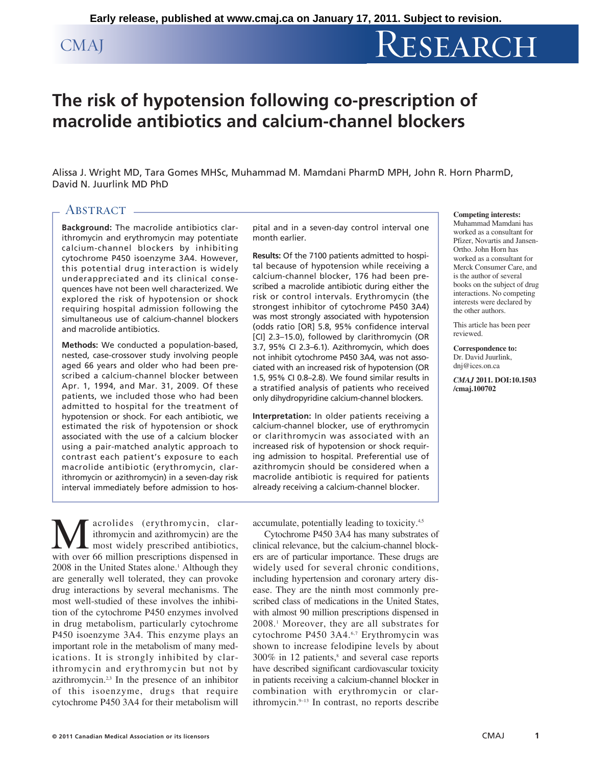# The risk of hypotension following co-prescription of macrolide antibiotics and calcium-channel blockers

Alissa J. Wright MD, Tara Gomes MHSc, Muhammad M. Mamdani PharmD MPH, John R. Horn PharmD, David N. Juurlink MD PhD

## Abstract

**Background:** The macrolide antibiotics clarithromycin and erythromycin may potentiate calcium-channel blockers by inhibiting cytochrome P450 isoenzyme 3A4. However, this potential drug interaction is widely underappreciated and its clinical consequences have not been well characterized. We explored the risk of hypotension or shock requiring hospital admission following the simultaneous use of calcium-channel blockers and macrolide antibiotics.

**Methods:** We conducted a population-based, nested, case-crossover study involving people aged 66 years and older who had been prescribed a calcium-channel blocker between Apr. 1, 1994, and Mar. 31, 2009. Of these patients, we included those who had been admitted to hospital for the treatment of hypotension or shock. For each antibiotic, we estimated the risk of hypotension or shock associated with the use of a calcium blocker using a pair-matched analytic approach to contrast each patient's exposure to each macrolide antibiotic (erythromycin, clarithromycin or azithromycin) in a seven-day risk interval immediately before admission to hospital and in a seven-day control interval one month earlier.

**Results:** Of the 7100 patients admitted to hospital because of hypotension while receiving a calcium-channel blocker, 176 had been prescribed a macrolide antibiotic during either the risk or control intervals. Erythromycin (the strongest inhibitor of cytochrome P450 3A4) was most strongly associated with hypotension (odds ratio [OR] 5.8, 95% confidence interval [CI] 2.3–15.0), followed by clarithromycin (OR 3.7, 95% CI 2.3–6.1). Azithromycin, which does not inhibit cytochrome P450 3A4, was not associated with an increased risk of hypotension (OR 1.5, 95% CI 0.8–2.8). We found similar results in a stratified analysis of patients who received only dihydropyridine calcium-channel blockers.

**Interpretation:** In older patients receiving a calcium-channel blocker, use of erythromycin or clarithromycin was associated with an increased risk of hypotension or shock requiring admission to hospital. Preferential use of azithromycin should be considered when a macrolide antibiotic is required for patients already receiving a calcium-channel blocker.

**Competing interests:** Muhammad Mamdani has worked as a consultant for Pfizer, Novartis and Jansen-Ortho. John Horn has worked as a consultant for Merck Consumer Care, and is the author of several books on the subject of drug interactions. No competing interests were declared by the other authors.

This article has been peer reviewed.

**Correspondence to:** Dr. David Juurlink, dnj@ices.on.ca

*CMAJ* **2011. DOI:10.1503/cmaj.100702**

Macrolides (erythromycin, clarithromycin and azithromycin) are the most widely prescribed antibiotics, with over 66 million prescriptions dispensed in 2008 in the United States alone.[1] Although they are generally well tolerated, they can provoke drug interactions by several mechanisms. The most well-studied of these involves the inhibition of the cytochrome P450 enzymes involved in drug metabolism, particularly cytochrome P450 isoenzyme 3A4. This enzyme plays an important role in the metabolism of many medications. It is strongly inhibited by clarithromycin and erythromycin but not by azithromycin.[2,3] In the presence of an inhibitor of this isoenzyme, drugs that require cytochrome P450 3A4 for their metabolism will accumulate, potentially leading to toxicity.[4,5]

Cytochrome P450 3A4 has many substrates of clinical relevance, but the calcium-channel blockers are of particular importance. These drugs are widely used for several chronic conditions, including hypertension and coronary artery disease. They are the ninth most commonly prescribed class of medications in the United States, with almost 90 million prescriptions dispensed in 2008.[1] Moreover, they are all substrates for cytochrome P450 3A4.[6,7] Erythromycin was shown to increase felodipine levels by about 300% in 12 patients,[8] and several case reports have described significant cardiovascular toxicity in patients receiving a calcium-channel blocker in combination with erythromycin or clarithromycin.[9–13] In contrast, no reports describe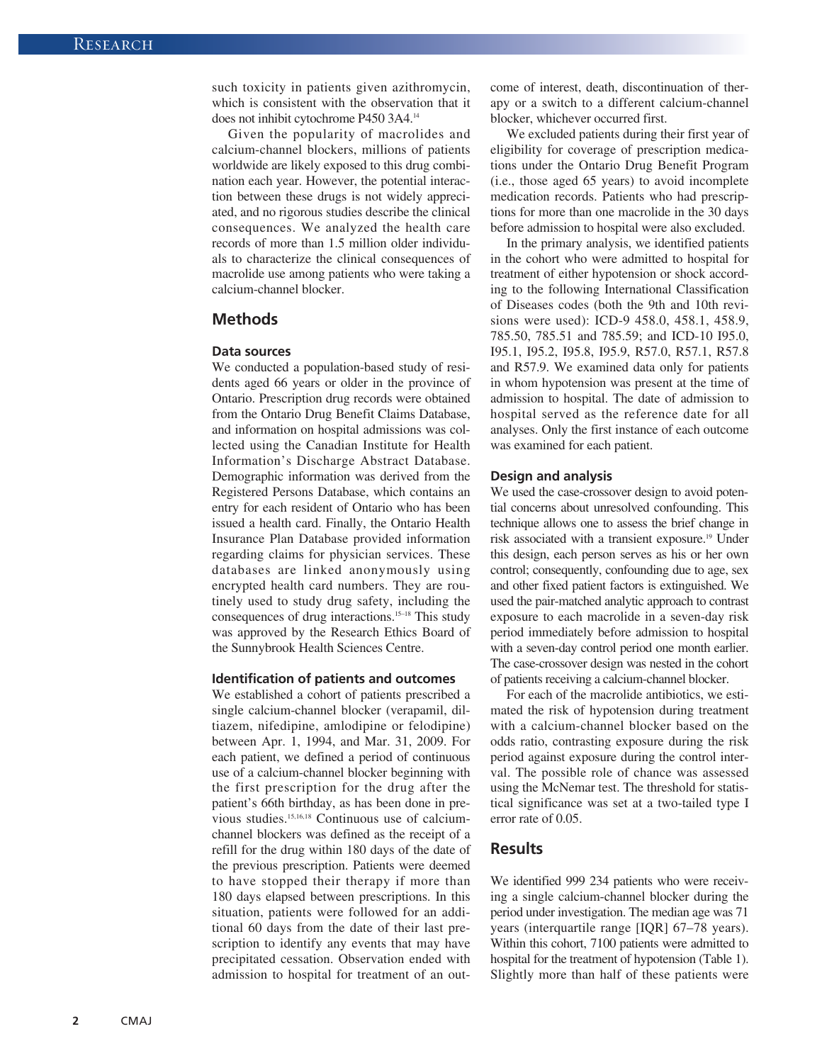such toxicity in patients given azithromycin, which is consistent with the observation that it does not inhibit cytochrome P450 3A4.[14]

Given the popularity of macrolides and calcium-channel blockers, millions of patients worldwide are likely exposed to this drug combination each year. However, the potential interaction between these drugs is not widely appreciated, and no rigorous studies describe the clinical consequences. We analyzed the health care records of more than 1.5 million older individuals to characterize the clinical consequences of macrolide use among patients who were taking a calcium-channel blocker.

## Methods

### Data sources

We conducted a population-based study of residents aged 66 years or older in the province of Ontario. Prescription drug records were obtained from the Ontario Drug Benefit Claims Database, and information on hospital admissions was collected using the Canadian Institute for Health Information's Discharge Abstract Database. Demographic information was derived from the Registered Persons Database, which contains an entry for each resident of Ontario who has been issued a health card. Finally, the Ontario Health Insurance Plan Database provided information regarding claims for physician services. These databases are linked anonymously using encrypted health card numbers. They are routinely used to study drug safety, including the consequences of drug interactions.[15–18] This study was approved by the Research Ethics Board of the Sunnybrook Health Sciences Centre.

### Identification of patients and outcomes

We established a cohort of patients prescribed a single calcium-channel blocker (verapamil, diltiazem, nifedipine, amlodipine or felodipine) between Apr. 1, 1994, and Mar. 31, 2009. For each patient, we defined a period of continuous use of a calcium-channel blocker beginning with the first prescription for the drug after the patient's 66th birthday, as has been done in previous studies.[15,16,18] Continuous use of calcium-channel blockers was defined as the receipt of a refill for the drug within 180 days of the date of the previous prescription. Patients were deemed to have stopped their therapy if more than 180 days elapsed between prescriptions. In this situation, patients were followed for an additional 60 days from the date of their last prescription to identify any events that may have precipitated cessation. Observation ended with admission to hospital for treatment of an outcome of interest, death, discontinuation of therapy or a switch to a different calcium-channel blocker, whichever occurred first.

We excluded patients during their first year of eligibility for coverage of prescription medications under the Ontario Drug Benefit Program (i.e., those aged 65 years) to avoid incomplete medication records. Patients who had prescriptions for more than one macrolide in the 30 days before admission to hospital were also excluded.

In the primary analysis, we identified patients in the cohort who were admitted to hospital for treatment of either hypotension or shock according to the following International Classification of Diseases codes (both the 9th and 10th revisions were used): ICD-9 458.0, 458.1, 458.9, 785.50, 785.51 and 785.59; and ICD-10 I95.0, I95.1, I95.2, I95.8, I95.9, R57.0, R57.1, R57.8 and R57.9. We examined data only for patients in whom hypotension was present at the time of admission to hospital. The date of admission to hospital served as the reference date for all analyses. Only the first instance of each outcome was examined for each patient.

### Design and analysis

We used the case-crossover design to avoid potential concerns about unresolved confounding. This technique allows one to assess the brief change in risk associated with a transient exposure.[19] Under this design, each person serves as his or her own control; consequently, confounding due to age, sex and other fixed patient factors is extinguished. We used the pair-matched analytic approach to contrast exposure to each macrolide in a seven-day risk period immediately before admission to hospital with a seven-day control period one month earlier. The case-crossover design was nested in the cohort of patients receiving a calcium-channel blocker.

For each of the macrolide antibiotics, we estimated the risk of hypotension during treatment with a calcium-channel blocker based on the odds ratio, contrasting exposure during the risk period against exposure during the control interval. The possible role of chance was assessed using the McNemar test. The threshold for statistical significance was set at a two-tailed type I error rate of 0.05.

## Results

We identified 999 234 patients who were receiving a single calcium-channel blocker during the period under investigation. The median age was 71 years (interquartile range [IQR] 67–78 years). Within this cohort, 7100 patients were admitted to hospital for the treatment of hypotension (Table 1). Slightly more than half of these patients were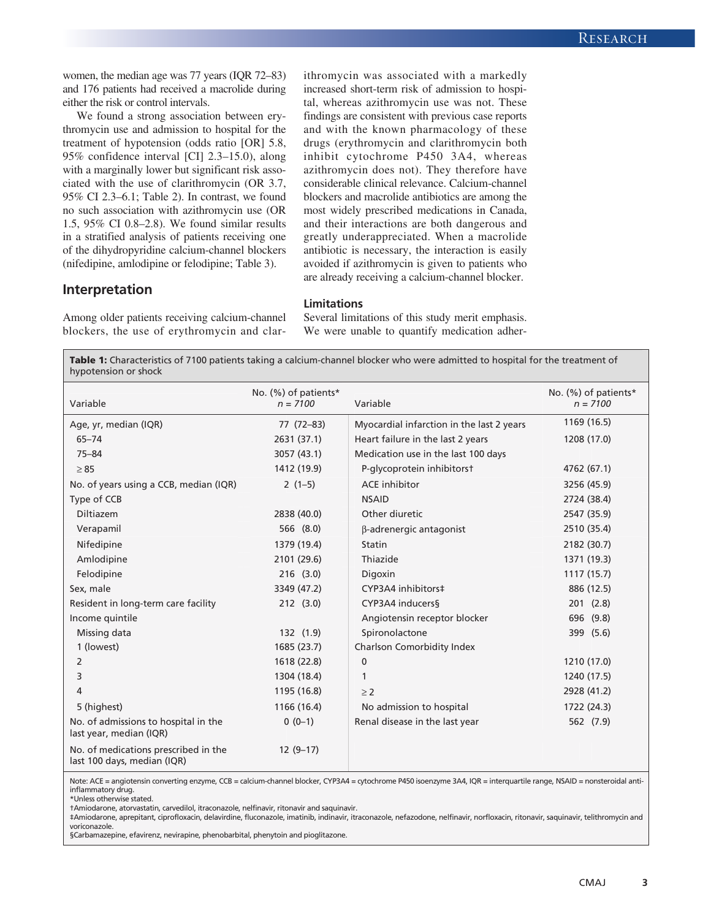women, the median age was 77 years (IQR 72–83) and 176 patients had received a macrolide during either the risk or control intervals.

We found a strong association between erythromycin use and admission to hospital for the treatment of hypotension (odds ratio [OR] 5.8, 95% confidence interval [CI] 2.3–15.0), along with a marginally lower but significant risk associated with the use of clarithromycin (OR 3.7, 95% CI 2.3–6.1; Table 2). In contrast, we found no such association with azithromycin use (OR 1.5, 95% CI 0.8–2.8). We found similar results in a stratified analysis of patients receiving one of the dihydropyridine calcium-channel blockers (nifedipine, amlodipine or felodipine; Table 3).

## Interpretation

Among older patients receiving calcium-channel blockers, the use of erythromycin and clarithromycin was associated with a markedly increased short-term risk of admission to hospital, whereas azithromycin use was not. These findings are consistent with previous case reports and with the known pharmacology of these drugs (erythromycin and clarithromycin both inhibit cytochrome P450 3A4, whereas azithromycin does not). They therefore have considerable clinical relevance. Calcium-channel blockers and macrolide antibiotics are among the most widely prescribed medications in Canada, and their interactions are both dangerous and greatly underappreciated. When a macrolide antibiotic is necessary, the interaction is easily avoided if azithromycin is given to patients who are already receiving a calcium-channel blocker.

### Limitations

Several limitations of this study merit emphasis. We were unable to quantify medication adher-

**Table 1:** Characteristics of 7100 patients taking a calcium-channel blocker who were admitted to hospital for the treatment of hypotension or shock

| Variable | No. (%) of patients* *n* = 7100 | Variable | No. (%) of patients* *n* = 7100 |
|---|---|---|---|
| Age, yr, median (IQR) | 77 (72–83) | Myocardial infarction in the last 2 years | 1169 (16.5) |
| 65–74 | 2631 (37.1) | Heart failure in the last 2 years | 1208 (17.0) |
| 75–84 | 3057 (43.1) | Medication use in the last 100 days | |
| ≥ 85 | 1412 (19.9) | P-glycoprotein inhibitors† | 4762 (67.1) |
| No. of years using a CCB, median (IQR) | 2 (1–5) | ACE inhibitor | 3256 (45.9) |
| Type of CCB | | NSAID | 2724 (38.4) |
| Diltiazem | 2838 (40.0) | Other diuretic | 2547 (35.9) |
| Verapamil | 566 (8.0) | β-adrenergic antagonist | 2510 (35.4) |
| Nifedipine | 1379 (19.4) | Statin | 2182 (30.7) |
| Amlodipine | 2101 (29.6) | Thiazide | 1371 (19.3) |
| Felodipine | 216 (3.0) | Digoxin | 1117 (15.7) |
| Sex, male | 3349 (47.2) | CYP3A4 inhibitors‡ | 886 (12.5) |
| Resident in long-term care facility | 212 (3.0) | CYP3A4 inducers§ | 201 (2.8) |
| Income quintile | | Angiotensin receptor blocker | 696 (9.8) |
| Missing data | 132 (1.9) | Spironolactone | 399 (5.6) |
| 1 (lowest) | 1685 (23.7) | Charlson Comorbidity Index | |
| 2 | 1618 (22.8) | 0 | 1210 (17.0) |
| 3 | 1304 (18.4) | 1 | 1240 (17.5) |
| 4 | 1195 (16.8) | ≥ 2 | 2928 (41.2) |
| 5 (highest) | 1166 (16.4) | No admission to hospital | 1722 (24.3) |
| No. of admissions to hospital in the last year, median (IQR) | 0 (0–1) | Renal disease in the last year | 562 (7.9) |
| No. of medications prescribed in the last 100 days, median (IQR) | 12 (9–17) | | |

Note: ACE = angiotensin converting enzyme, CCB = calcium-channel blocker, CYP3A4 = cytochrome P450 isoenzyme 3A4, IQR = interquartile range, NSAID = nonsteroidal anti-inflammatory drug.
*Unless otherwise stated.
†Amiodarone, atorvastatin, carvedilol, itraconazole, nelfinavir, ritonavir and saquinavir.
‡Amiodarone, aprepitant, ciprofloxacin, delavirdine, fluconazole, imatinib, indinavir, itraconazole, nefazodone, nelfinavir, norfloxacin, ritonavir, saquinavir, telithromycin and voriconazole.
§Carbamazepine, efavirenz, nevirapine, phenobarbital, phenytoin and pioglitazone.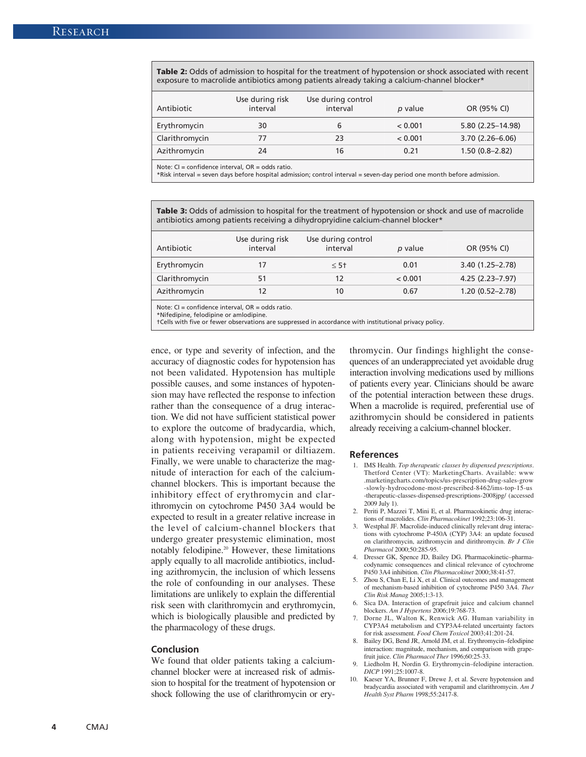**Table 2:** Odds of admission to hospital for the treatment of hypotension or shock associated with recent exposure to macrolide antibiotics among patients already taking a calcium-channel blocker*

| Antibiotic | Use during risk interval | Use during control interval | *p* value | OR (95% CI) |
|---|---|---|---|---|
| Erythromycin | 30 | 6 | < 0.001 | 5.80 (2.25–14.98) |
| Clarithromycin | 77 | 23 | < 0.001 | 3.70 (2.26–6.06) |
| Azithromycin | 24 | 16 | 0.21 | 1.50 (0.8–2.82) |

Note: CI = confidence interval, OR = odds ratio.
*Risk interval = seven days before hospital admission; control interval = seven-day period one month before admission.

**Table 3:** Odds of admission to hospital for the treatment of hypotension or shock and use of macrolide antibiotics among patients receiving a dihydropryidine calcium-channel blocker*

| Antibiotic | Use during risk interval | Use during control interval | *p* value | OR (95% CI) |
|---|---|---|---|---|
| Erythromycin | 17 | ≤ 5† | 0.01 | 3.40 (1.25–2.78) |
| Clarithromycin | 51 | 12 | < 0.001 | 4.25 (2.23–7.97) |
| Azithromycin | 12 | 10 | 0.67 | 1.20 (0.52–2.78) |

Note: CI = confidence interval, OR = odds ratio.
*Nifedipine, felodipine or amlodipine.
†Cells with five or fewer observations are suppressed in accordance with institutional privacy policy.

ence, or type and severity of infection, and the accuracy of diagnostic codes for hypotension has not been validated. Hypotension has multiple possible causes, and some instances of hypotension may have reflected the response to infection rather than the consequence of a drug interaction. We did not have sufficient statistical power to explore the outcome of bradycardia, which, along with hypotension, might be expected in patients receiving verapamil or diltiazem. Finally, we were unable to characterize the magnitude of interaction for each of the calcium-channel blockers. This is important because the inhibitory effect of erythromycin and clarithromycin on cytochrome P450 3A4 would be expected to result in a greater relative increase in the level of calcium-channel blockers that undergo greater presystemic elimination, most notably felodipine.[20] However, these limitations apply equally to all macrolide antibiotics, including azithromycin, the inclusion of which lessens the role of confounding in our analyses. These limitations are unlikely to explain the differential risk seen with clarithromycin and erythromycin, which is biologically plausible and predicted by the pharmacology of these drugs.

## Conclusion

We found that older patients taking a calcium-channel blocker were at increased risk of admission to hospital for the treatment of hypotension or shock following the use of clarithromycin or erythromycin. Our findings highlight the consequences of an underappreciated yet avoidable drug interaction involving medications used by millions of patients every year. Clinicians should be aware of the potential interaction between these drugs. When a macrolide is required, preferential use of azithromycin should be considered in patients already receiving a calcium-channel blocker.

## References

1. IMS Health. *Top therapeutic classes by dispensed prescriptions*. Thetford Center (VT): MarketingCharts. Available: www.marketingcharts.com/topics/us-prescription-drug-sales-grow-slowly-hydrocodone-most-prescribed-8462/ims-top-15-us-therapeutic-classes-dispensed-prescriptions-2008jpg/ (accessed 2009 July 1).
2. Periti P, Mazzei T, Mini E, et al. Pharmacokinetic drug interactions of macrolides. *Clin Pharmacokinet* 1992;23:106-31.
3. Westphal JF. Macrolide-induced clinically relevant drug interactions with cytochrome P-450A (CYP) 3A4: an update focused on clarithromycin, azithromycin and dirithromycin. *Br J Clin Pharmacol* 2000;50:285-95.
4. Dresser GK, Spence JD, Bailey DG. Pharmacokinetic–pharmacodynamic consequences and clinical relevance of cytochrome P450 3A4 inhibition. *Clin Pharmacokinet* 2000;38:41-57.
5. Zhou S, Chan E, Li X, et al. Clinical outcomes and management of mechanism-based inhibition of cytochrome P450 3A4. *Ther Clin Risk Manag* 2005;1:3-13.
6. Sica DA. Interaction of grapefruit juice and calcium channel blockers. *Am J Hypertens* 2006;19:768-73.
7. Dorne JL, Walton K, Renwick AG. Human variability in CYP3A4 metabolism and CYP3A4-related uncertainty factors for risk assessment. *Food Chem Toxicol* 2003;41:201-24.
8. Bailey DG, Bend JR, Arnold JM, et al. Erythromycin–felodipine interaction: magnitude, mechanism, and comparison with grapefruit juice. *Clin Pharmacol Ther* 1996;60:25-33.
9. Liedholm H, Nordin G. Erythromycin–felodipine interaction. *DICP* 1991;25:1007-8.
10. Kaeser YA, Brunner F, Drewe J, et al. Severe hypotension and bradycardia associated with verapamil and clarithromycin. *Am J Health Syst Pharm* 1998;55:2417-8.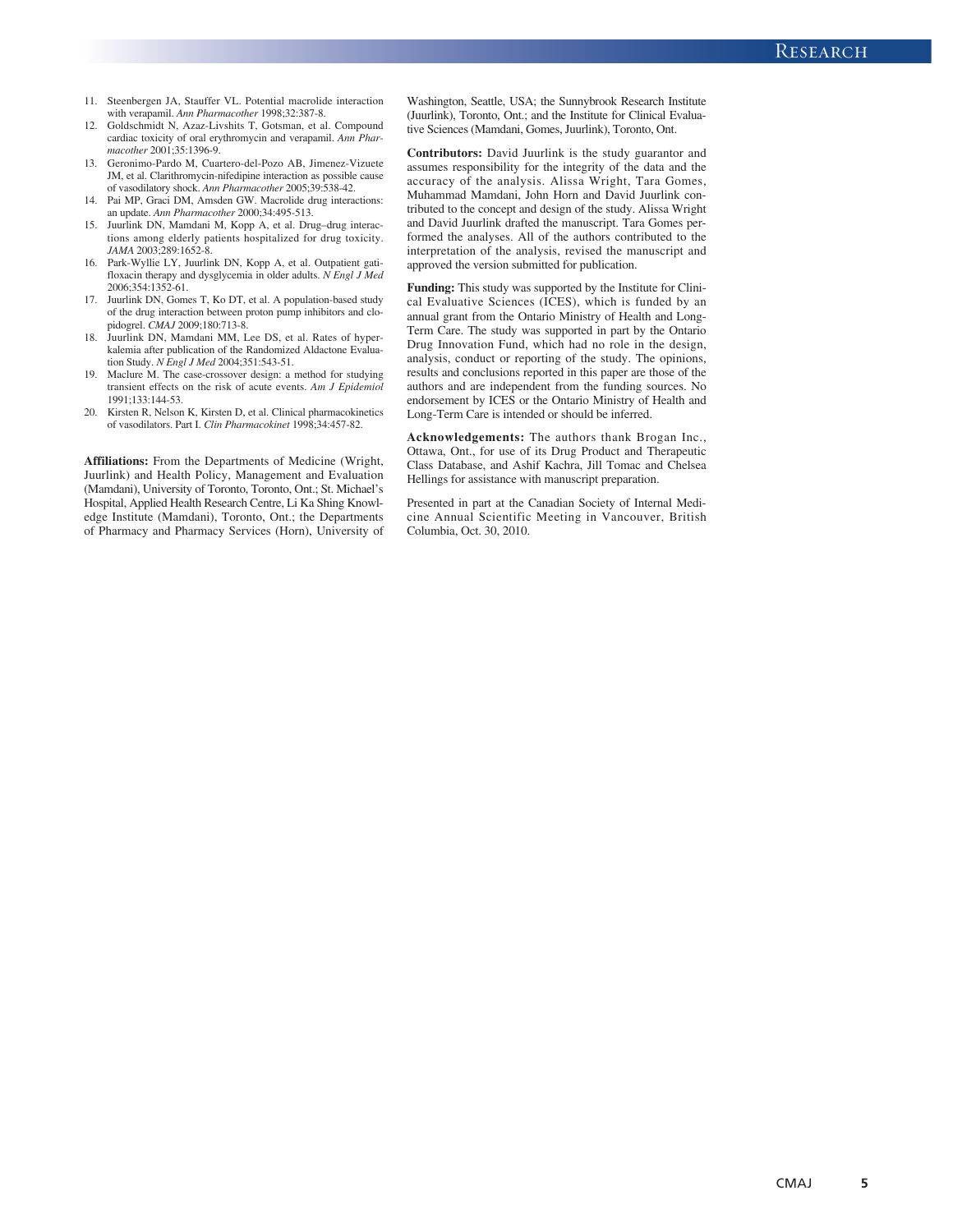11. Steenbergen JA, Stauffer VL. Potential macrolide interaction with verapamil. *Ann Pharmacother* 1998;32:387-8.
12. Goldschmidt N, Azaz-Livshits T, Gotsman, et al. Compound cardiac toxicity of oral erythromycin and verapamil. *Ann Pharmacother* 2001;35:1396-9.
13. Geronimo-Pardo M, Cuartero-del-Pozo AB, Jimenez-Vizuete JM, et al. Clarithromycin-nifedipine interaction as possible cause of vasodilatory shock. *Ann Pharmacother* 2005;39:538-42.
14. Pai MP, Graci DM, Amsden GW. Macrolide drug interactions: an update. *Ann Pharmacother* 2000;34:495-513.
15. Juurlink DN, Mamdani M, Kopp A, et al. Drug–drug interactions among elderly patients hospitalized for drug toxicity. *JAMA* 2003;289:1652-8.
16. Park-Wyllie LY, Juurlink DN, Kopp A, et al. Outpatient gatifloxacin therapy and dysglycemia in older adults. *N Engl J Med* 2006;354:1352-61.
17. Juurlink DN, Gomes T, Ko DT, et al. A population-based study of the drug interaction between proton pump inhibitors and clopidogrel. *CMAJ* 2009;180:713-8.
18. Juurlink DN, Mamdani MM, Lee DS, et al. Rates of hyperkalemia after publication of the Randomized Aldactone Evaluation Study. *N Engl J Med* 2004;351:543-51.
19. Maclure M. The case-crossover design: a method for studying transient effects on the risk of acute events. *Am J Epidemiol* 1991;133:144-53.
20. Kirsten R, Nelson K, Kirsten D, et al. Clinical pharmacokinetics of vasodilators. Part I. *Clin Pharmacokinet* 1998;34:457-82.

**Affiliations:** From the Departments of Medicine (Wright, Juurlink) and Health Policy, Management and Evaluation (Mamdani), University of Toronto, Toronto, Ont.; St. Michael's Hospital, Applied Health Research Centre, Li Ka Shing Knowledge Institute (Mamdani), Toronto, Ont.; the Departments of Pharmacy and Pharmacy Services (Horn), University of Washington, Seattle, USA; the Sunnybrook Research Institute (Juurlink), Toronto, Ont.; and the Institute for Clinical Evaluative Sciences (Mamdani, Gomes, Juurlink), Toronto, Ont.

**Contributors:** David Juurlink is the study guarantor and assumes responsibility for the integrity of the data and the accuracy of the analysis. Alissa Wright, Tara Gomes, Muhammad Mamdani, John Horn and David Juurlink contributed to the concept and design of the study. Alissa Wright and David Juurlink drafted the manuscript. Tara Gomes performed the analyses. All of the authors contributed to the interpretation of the analysis, revised the manuscript and approved the version submitted for publication.

**Funding:** This study was supported by the Institute for Clinical Evaluative Sciences (ICES), which is funded by an annual grant from the Ontario Ministry of Health and Long-Term Care. The study was supported in part by the Ontario Drug Innovation Fund, which had no role in the design, analysis, conduct or reporting of the study. The opinions, results and conclusions reported in this paper are those of the authors and are independent from the funding sources. No endorsement by ICES or the Ontario Ministry of Health and Long-Term Care is intended or should be inferred.

**Acknowledgements:** The authors thank Brogan Inc., Ottawa, Ont., for use of its Drug Product and Therapeutic Class Database, and Ashif Kachra, Jill Tomac and Chelsea Hellings for assistance with manuscript preparation.

Presented in part at the Canadian Society of Internal Medicine Annual Scientific Meeting in Vancouver, British Columbia, Oct. 30, 2010.